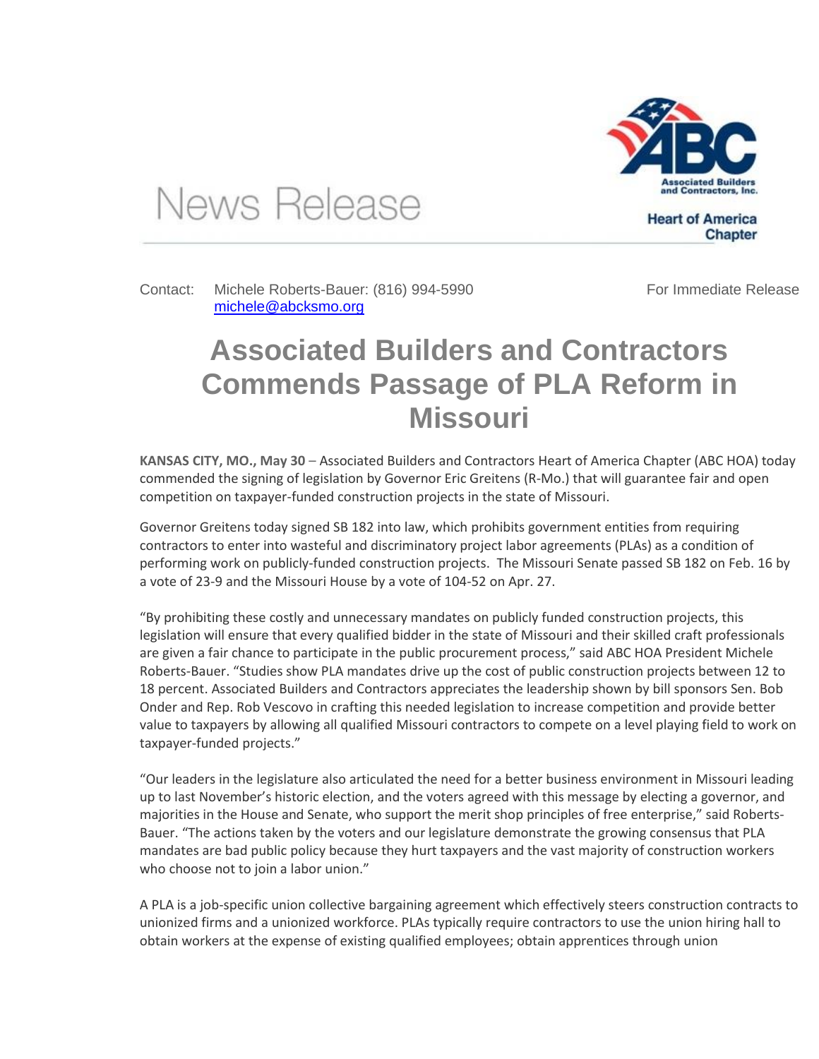News Release

Associated Builders and Contractors, Inc.
Heart of America Chapter

Contact: Michele Roberts-Bauer: (816) 994-5990
michele@abcksmo.org

For Immediate Release

# Associated Builders and Contractors Commends Passage of PLA Reform in Missouri

**KANSAS CITY, MO., May 30** – Associated Builders and Contractors Heart of America Chapter (ABC HOA) today commended the signing of legislation by Governor Eric Greitens (R-Mo.) that will guarantee fair and open competition on taxpayer-funded construction projects in the state of Missouri.

Governor Greitens today signed SB 182 into law, which prohibits government entities from requiring contractors to enter into wasteful and discriminatory project labor agreements (PLAs) as a condition of performing work on publicly-funded construction projects. The Missouri Senate passed SB 182 on Feb. 16 by a vote of 23-9 and the Missouri House by a vote of 104-52 on Apr. 27.

"By prohibiting these costly and unnecessary mandates on publicly funded construction projects, this legislation will ensure that every qualified bidder in the state of Missouri and their skilled craft professionals are given a fair chance to participate in the public procurement process," said ABC HOA President Michele Roberts-Bauer. "Studies show PLA mandates drive up the cost of public construction projects between 12 to 18 percent. Associated Builders and Contractors appreciates the leadership shown by bill sponsors Sen. Bob Onder and Rep. Rob Vescovo in crafting this needed legislation to increase competition and provide better value to taxpayers by allowing all qualified Missouri contractors to compete on a level playing field to work on taxpayer-funded projects."

"Our leaders in the legislature also articulated the need for a better business environment in Missouri leading up to last November's historic election, and the voters agreed with this message by electing a governor, and majorities in the House and Senate, who support the merit shop principles of free enterprise," said Roberts-Bauer. "The actions taken by the voters and our legislature demonstrate the growing consensus that PLA mandates are bad public policy because they hurt taxpayers and the vast majority of construction workers who choose not to join a labor union."

A PLA is a job-specific union collective bargaining agreement which effectively steers construction contracts to unionized firms and a unionized workforce. PLAs typically require contractors to use the union hiring hall to obtain workers at the expense of existing qualified employees; obtain apprentices through union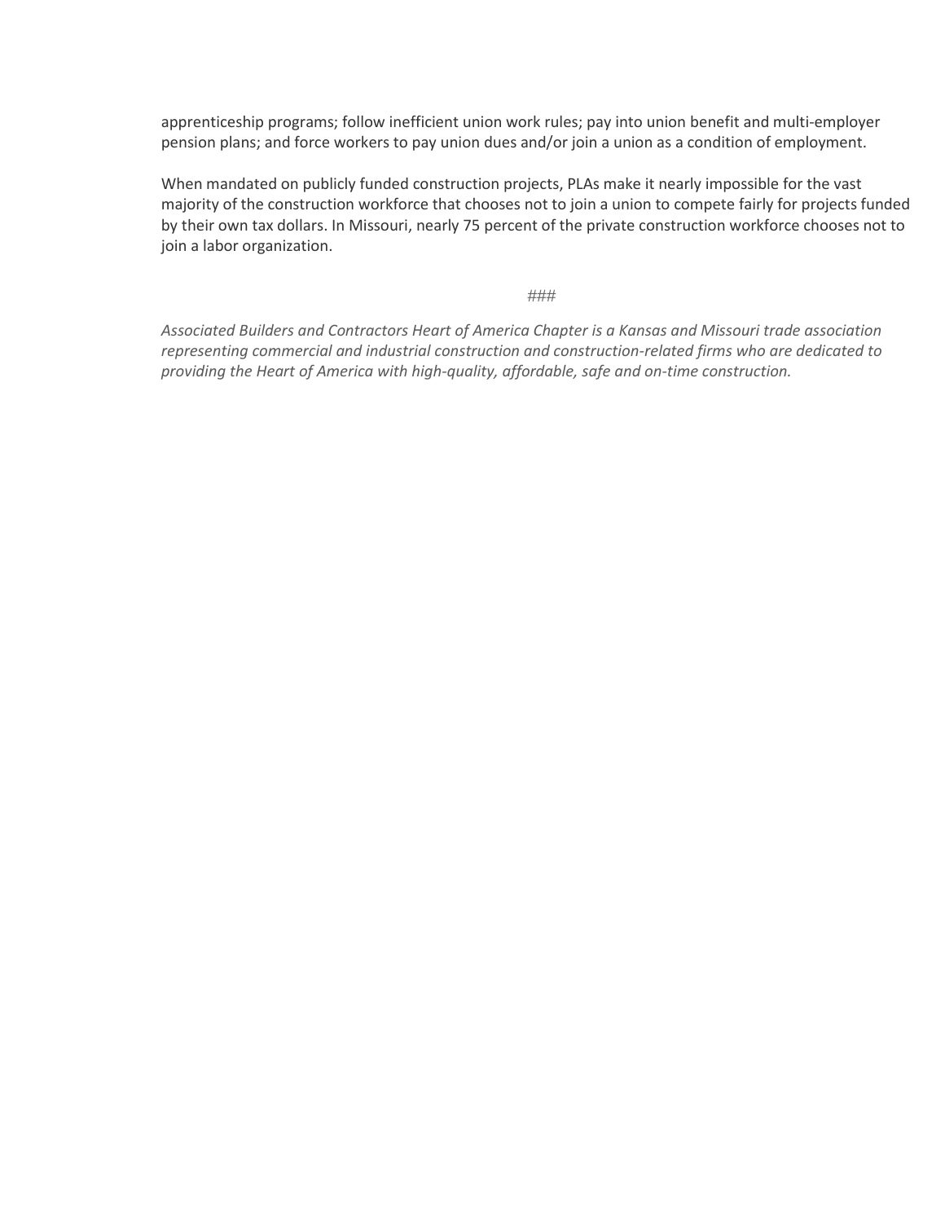apprenticeship programs; follow inefficient union work rules; pay into union benefit and multi-employer pension plans; and force workers to pay union dues and/or join a union as a condition of employment.

When mandated on publicly funded construction projects, PLAs make it nearly impossible for the vast majority of the construction workforce that chooses not to join a union to compete fairly for projects funded by their own tax dollars. In Missouri, nearly 75 percent of the private construction workforce chooses not to join a labor organization.

###

*Associated Builders and Contractors Heart of America Chapter is a Kansas and Missouri trade association representing commercial and industrial construction and construction-related firms who are dedicated to providing the Heart of America with high-quality, affordable, safe and on-time construction.*